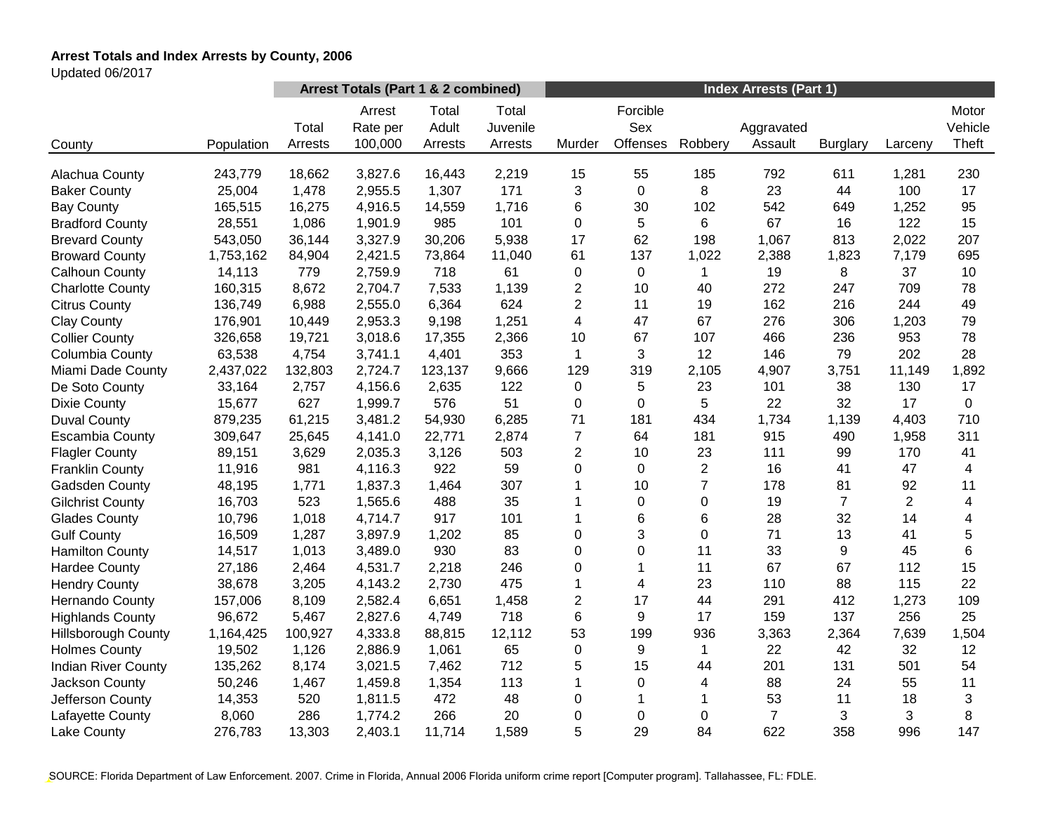**Arrest Totals and Index Arrests by County, 2006**

Updated 06/2017

| | | Arrest Totals (Part 1 & 2 combined) | | | | Index Arrests (Part 1) | | | | | | |
|---|---|---|---|---|---|---|---|---|---|---|---|---|
| County | Population | Total Arrests | Arrest Rate per 100,000 | Total Adult Arrests | Total Juvenile Arrests | Murder | Forcible Sex Offenses | Robbery | Aggravated Assault | Burglary | Larceny | Motor Vehicle Theft |
| Alachua County | 243,779 | 18,662 | 3,827.6 | 16,443 | 2,219 | 15 | 55 | 185 | 792 | 611 | 1,281 | 230 |
| Baker County | 25,004 | 1,478 | 2,955.5 | 1,307 | 171 | 3 | 0 | 8 | 23 | 44 | 100 | 17 |
| Bay County | 165,515 | 16,275 | 4,916.5 | 14,559 | 1,716 | 6 | 30 | 102 | 542 | 649 | 1,252 | 95 |
| Bradford County | 28,551 | 1,086 | 1,901.9 | 985 | 101 | 0 | 5 | 6 | 67 | 16 | 122 | 15 |
| Brevard County | 543,050 | 36,144 | 3,327.9 | 30,206 | 5,938 | 17 | 62 | 198 | 1,067 | 813 | 2,022 | 207 |
| Broward County | 1,753,162 | 84,904 | 2,421.5 | 73,864 | 11,040 | 61 | 137 | 1,022 | 2,388 | 1,823 | 7,179 | 695 |
| Calhoun County | 14,113 | 779 | 2,759.9 | 718 | 61 | 0 | 0 | 1 | 19 | 8 | 37 | 10 |
| Charlotte County | 160,315 | 8,672 | 2,704.7 | 7,533 | 1,139 | 2 | 10 | 40 | 272 | 247 | 709 | 78 |
| Citrus County | 136,749 | 6,988 | 2,555.0 | 6,364 | 624 | 2 | 11 | 19 | 162 | 216 | 244 | 49 |
| Clay County | 176,901 | 10,449 | 2,953.3 | 9,198 | 1,251 | 4 | 47 | 67 | 276 | 306 | 1,203 | 79 |
| Collier County | 326,658 | 19,721 | 3,018.6 | 17,355 | 2,366 | 10 | 67 | 107 | 466 | 236 | 953 | 78 |
| Columbia County | 63,538 | 4,754 | 3,741.1 | 4,401 | 353 | 1 | 3 | 12 | 146 | 79 | 202 | 28 |
| Miami Dade County | 2,437,022 | 132,803 | 2,724.7 | 123,137 | 9,666 | 129 | 319 | 2,105 | 4,907 | 3,751 | 11,149 | 1,892 |
| De Soto County | 33,164 | 2,757 | 4,156.6 | 2,635 | 122 | 0 | 5 | 23 | 101 | 38 | 130 | 17 |
| Dixie County | 15,677 | 627 | 1,999.7 | 576 | 51 | 0 | 0 | 5 | 22 | 32 | 17 | 0 |
| Duval County | 879,235 | 61,215 | 3,481.2 | 54,930 | 6,285 | 71 | 181 | 434 | 1,734 | 1,139 | 4,403 | 710 |
| Escambia County | 309,647 | 25,645 | 4,141.0 | 22,771 | 2,874 | 7 | 64 | 181 | 915 | 490 | 1,958 | 311 |
| Flagler County | 89,151 | 3,629 | 2,035.3 | 3,126 | 503 | 2 | 10 | 23 | 111 | 99 | 170 | 41 |
| Franklin County | 11,916 | 981 | 4,116.3 | 922 | 59 | 0 | 0 | 2 | 16 | 41 | 47 | 4 |
| Gadsden County | 48,195 | 1,771 | 1,837.3 | 1,464 | 307 | 1 | 10 | 7 | 178 | 81 | 92 | 11 |
| Gilchrist County | 16,703 | 523 | 1,565.6 | 488 | 35 | 1 | 0 | 0 | 19 | 7 | 2 | 4 |
| Glades County | 10,796 | 1,018 | 4,714.7 | 917 | 101 | 1 | 6 | 6 | 28 | 32 | 14 | 4 |
| Gulf County | 16,509 | 1,287 | 3,897.9 | 1,202 | 85 | 0 | 3 | 0 | 71 | 13 | 41 | 5 |
| Hamilton County | 14,517 | 1,013 | 3,489.0 | 930 | 83 | 0 | 0 | 11 | 33 | 9 | 45 | 6 |
| Hardee County | 27,186 | 2,464 | 4,531.7 | 2,218 | 246 | 0 | 1 | 11 | 67 | 67 | 112 | 15 |
| Hendry County | 38,678 | 3,205 | 4,143.2 | 2,730 | 475 | 1 | 4 | 23 | 110 | 88 | 115 | 22 |
| Hernando County | 157,006 | 8,109 | 2,582.4 | 6,651 | 1,458 | 2 | 17 | 44 | 291 | 412 | 1,273 | 109 |
| Highlands County | 96,672 | 5,467 | 2,827.6 | 4,749 | 718 | 6 | 9 | 17 | 159 | 137 | 256 | 25 |
| Hillsborough County | 1,164,425 | 100,927 | 4,333.8 | 88,815 | 12,112 | 53 | 199 | 936 | 3,363 | 2,364 | 7,639 | 1,504 |
| Holmes County | 19,502 | 1,126 | 2,886.9 | 1,061 | 65 | 0 | 9 | 1 | 22 | 42 | 32 | 12 |
| Indian River County | 135,262 | 8,174 | 3,021.5 | 7,462 | 712 | 5 | 15 | 44 | 201 | 131 | 501 | 54 |
| Jackson County | 50,246 | 1,467 | 1,459.8 | 1,354 | 113 | 1 | 0 | 4 | 88 | 24 | 55 | 11 |
| Jefferson County | 14,353 | 520 | 1,811.5 | 472 | 48 | 0 | 1 | 1 | 53 | 11 | 18 | 3 |
| Lafayette County | 8,060 | 286 | 1,774.2 | 266 | 20 | 0 | 0 | 0 | 7 | 3 | 3 | 8 |
| Lake County | 276,783 | 13,303 | 2,403.1 | 11,714 | 1,589 | 5 | 29 | 84 | 622 | 358 | 996 | 147 |

SOURCE: Florida Department of Law Enforcement. 2007. Crime in Florida, Annual 2006 Florida uniform crime report [Computer program]. Tallahassee, FL: FDLE.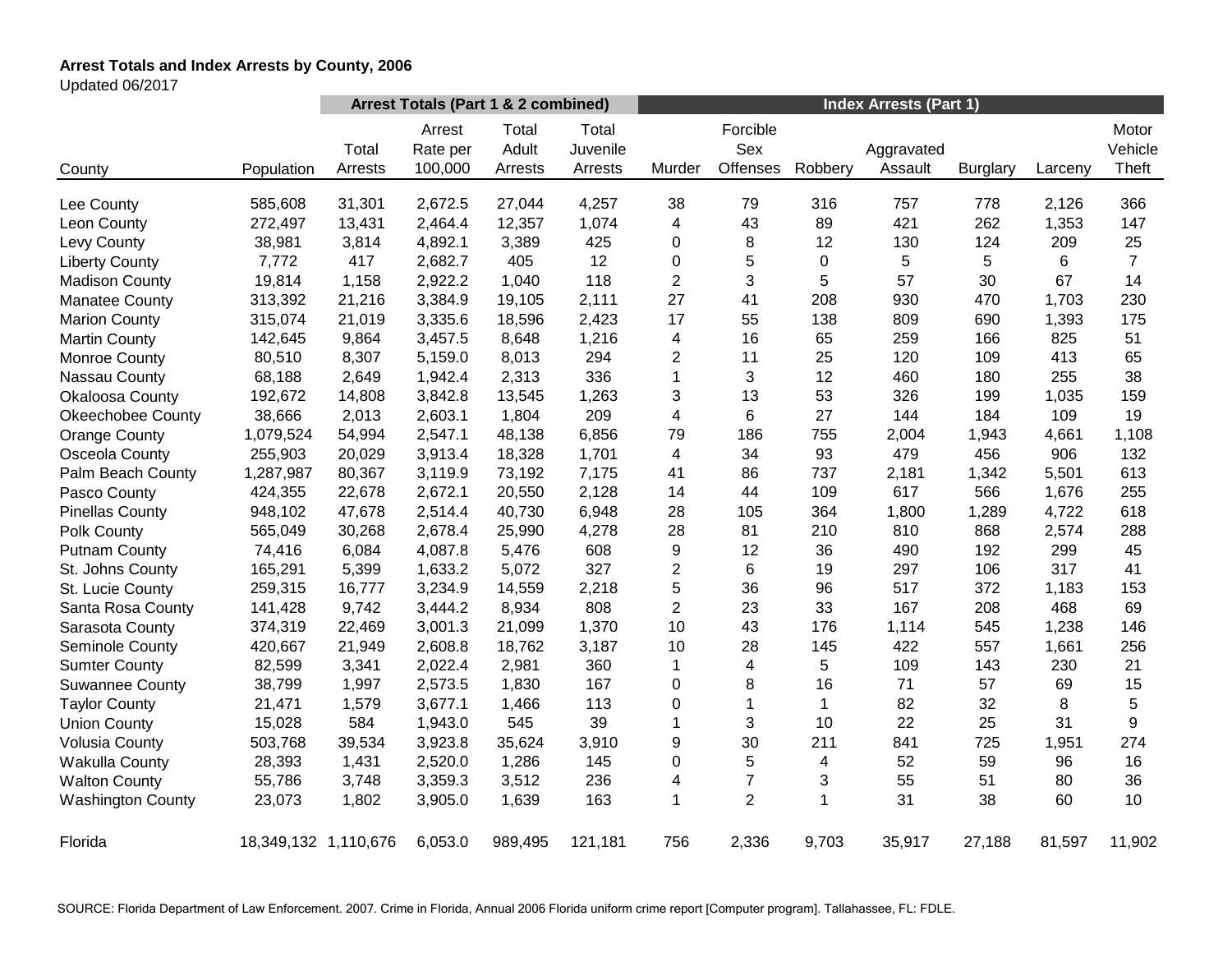**Arrest Totals and Index Arrests by County, 2006**

Updated 06/2017

| | | Arrest Totals (Part 1 & 2 combined) | | | | Index Arrests (Part 1) | | | | | | |
|---|---|---|---|---|---|---|---|---|---|---|---|---|
| County | Population | Total Arrests | Arrest Rate per 100,000 | Total Adult Arrests | Total Juvenile Arrests | Murder | Forcible Sex Offenses | Robbery | Aggravated Assault | Burglary | Larceny | Motor Vehicle Theft |
| Lee County | 585,608 | 31,301 | 2,672.5 | 27,044 | 4,257 | 38 | 79 | 316 | 757 | 778 | 2,126 | 366 |
| Leon County | 272,497 | 13,431 | 2,464.4 | 12,357 | 1,074 | 4 | 43 | 89 | 421 | 262 | 1,353 | 147 |
| Levy County | 38,981 | 3,814 | 4,892.1 | 3,389 | 425 | 0 | 8 | 12 | 130 | 124 | 209 | 25 |
| Liberty County | 7,772 | 417 | 2,682.7 | 405 | 12 | 0 | 5 | 0 | 5 | 5 | 6 | 7 |
| Madison County | 19,814 | 1,158 | 2,922.2 | 1,040 | 118 | 2 | 3 | 5 | 57 | 30 | 67 | 14 |
| Manatee County | 313,392 | 21,216 | 3,384.9 | 19,105 | 2,111 | 27 | 41 | 208 | 930 | 470 | 1,703 | 230 |
| Marion County | 315,074 | 21,019 | 3,335.6 | 18,596 | 2,423 | 17 | 55 | 138 | 809 | 690 | 1,393 | 175 |
| Martin County | 142,645 | 9,864 | 3,457.5 | 8,648 | 1,216 | 4 | 16 | 65 | 259 | 166 | 825 | 51 |
| Monroe County | 80,510 | 8,307 | 5,159.0 | 8,013 | 294 | 2 | 11 | 25 | 120 | 109 | 413 | 65 |
| Nassau County | 68,188 | 2,649 | 1,942.4 | 2,313 | 336 | 1 | 3 | 12 | 460 | 180 | 255 | 38 |
| Okaloosa County | 192,672 | 14,808 | 3,842.8 | 13,545 | 1,263 | 3 | 13 | 53 | 326 | 199 | 1,035 | 159 |
| Okeechobee County | 38,666 | 2,013 | 2,603.1 | 1,804 | 209 | 4 | 6 | 27 | 144 | 184 | 109 | 19 |
| Orange County | 1,079,524 | 54,994 | 2,547.1 | 48,138 | 6,856 | 79 | 186 | 755 | 2,004 | 1,943 | 4,661 | 1,108 |
| Osceola County | 255,903 | 20,029 | 3,913.4 | 18,328 | 1,701 | 4 | 34 | 93 | 479 | 456 | 906 | 132 |
| Palm Beach County | 1,287,987 | 80,367 | 3,119.9 | 73,192 | 7,175 | 41 | 86 | 737 | 2,181 | 1,342 | 5,501 | 613 |
| Pasco County | 424,355 | 22,678 | 2,672.1 | 20,550 | 2,128 | 14 | 44 | 109 | 617 | 566 | 1,676 | 255 |
| Pinellas County | 948,102 | 47,678 | 2,514.4 | 40,730 | 6,948 | 28 | 105 | 364 | 1,800 | 1,289 | 4,722 | 618 |
| Polk County | 565,049 | 30,268 | 2,678.4 | 25,990 | 4,278 | 28 | 81 | 210 | 810 | 868 | 2,574 | 288 |
| Putnam County | 74,416 | 6,084 | 4,087.8 | 5,476 | 608 | 9 | 12 | 36 | 490 | 192 | 299 | 45 |
| St. Johns County | 165,291 | 5,399 | 1,633.2 | 5,072 | 327 | 2 | 6 | 19 | 297 | 106 | 317 | 41 |
| St. Lucie County | 259,315 | 16,777 | 3,234.9 | 14,559 | 2,218 | 5 | 36 | 96 | 517 | 372 | 1,183 | 153 |
| Santa Rosa County | 141,428 | 9,742 | 3,444.2 | 8,934 | 808 | 2 | 23 | 33 | 167 | 208 | 468 | 69 |
| Sarasota County | 374,319 | 22,469 | 3,001.3 | 21,099 | 1,370 | 10 | 43 | 176 | 1,114 | 545 | 1,238 | 146 |
| Seminole County | 420,667 | 21,949 | 2,608.8 | 18,762 | 3,187 | 10 | 28 | 145 | 422 | 557 | 1,661 | 256 |
| Sumter County | 82,599 | 3,341 | 2,022.4 | 2,981 | 360 | 1 | 4 | 5 | 109 | 143 | 230 | 21 |
| Suwannee County | 38,799 | 1,997 | 2,573.5 | 1,830 | 167 | 0 | 8 | 16 | 71 | 57 | 69 | 15 |
| Taylor County | 21,471 | 1,579 | 3,677.1 | 1,466 | 113 | 0 | 1 | 1 | 82 | 32 | 8 | 5 |
| Union County | 15,028 | 584 | 1,943.0 | 545 | 39 | 1 | 3 | 10 | 22 | 25 | 31 | 9 |
| Volusia County | 503,768 | 39,534 | 3,923.8 | 35,624 | 3,910 | 9 | 30 | 211 | 841 | 725 | 1,951 | 274 |
| Wakulla County | 28,393 | 1,431 | 2,520.0 | 1,286 | 145 | 0 | 5 | 4 | 52 | 59 | 96 | 16 |
| Walton County | 55,786 | 3,748 | 3,359.3 | 3,512 | 236 | 4 | 7 | 3 | 55 | 51 | 80 | 36 |
| Washington County | 23,073 | 1,802 | 3,905.0 | 1,639 | 163 | 1 | 2 | 1 | 31 | 38 | 60 | 10 |
| Florida | 18,349,132 | 1,110,676 | 6,053.0 | 989,495 | 121,181 | 756 | 2,336 | 9,703 | 35,917 | 27,188 | 81,597 | 11,902 |

SOURCE: Florida Department of Law Enforcement. 2007. Crime in Florida, Annual 2006 Florida uniform crime report [Computer program]. Tallahassee, FL: FDLE.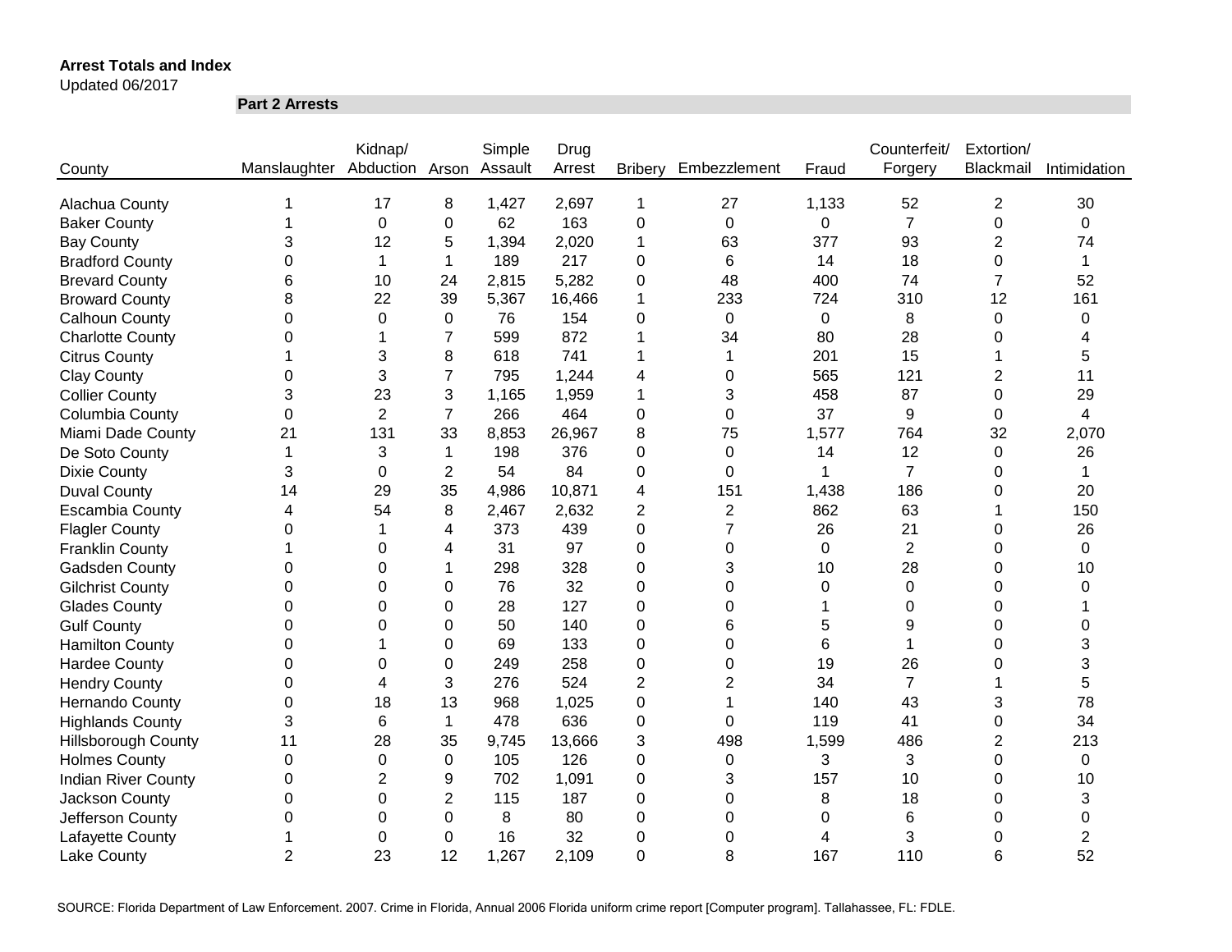**Arrest Totals and Index**

Updated 06/2017

**Part 2 Arrests**

| County | Manslaughter | Kidnap/ Abduction | Arson | Simple Assault | Drug Arrest | Bribery | Embezzlement | Fraud | Counterfeit/ Forgery | Extortion/ Blackmail | Intimidation |
|---|---|---|---|---|---|---|---|---|---|---|---|
| Alachua County | 1 | 17 | 8 | 1,427 | 2,697 | 1 | 27 | 1,133 | 52 | 2 | 30 |
| Baker County | 1 | 0 | 0 | 62 | 163 | 0 | 0 | 0 | 7 | 0 | 0 |
| Bay County | 3 | 12 | 5 | 1,394 | 2,020 | 1 | 63 | 377 | 93 | 2 | 74 |
| Bradford County | 0 | 1 | 1 | 189 | 217 | 0 | 6 | 14 | 18 | 0 | 1 |
| Brevard County | 6 | 10 | 24 | 2,815 | 5,282 | 0 | 48 | 400 | 74 | 7 | 52 |
| Broward County | 8 | 22 | 39 | 5,367 | 16,466 | 1 | 233 | 724 | 310 | 12 | 161 |
| Calhoun County | 0 | 0 | 0 | 76 | 154 | 0 | 0 | 0 | 8 | 0 | 0 |
| Charlotte County | 0 | 1 | 7 | 599 | 872 | 1 | 34 | 80 | 28 | 0 | 4 |
| Citrus County | 1 | 3 | 8 | 618 | 741 | 1 | 1 | 201 | 15 | 1 | 5 |
| Clay County | 0 | 3 | 7 | 795 | 1,244 | 4 | 0 | 565 | 121 | 2 | 11 |
| Collier County | 3 | 23 | 3 | 1,165 | 1,959 | 1 | 3 | 458 | 87 | 0 | 29 |
| Columbia County | 0 | 2 | 7 | 266 | 464 | 0 | 0 | 37 | 9 | 0 | 4 |
| Miami Dade County | 21 | 131 | 33 | 8,853 | 26,967 | 8 | 75 | 1,577 | 764 | 32 | 2,070 |
| De Soto County | 1 | 3 | 1 | 198 | 376 | 0 | 0 | 14 | 12 | 0 | 26 |
| Dixie County | 3 | 0 | 2 | 54 | 84 | 0 | 0 | 1 | 7 | 0 | 1 |
| Duval County | 14 | 29 | 35 | 4,986 | 10,871 | 4 | 151 | 1,438 | 186 | 0 | 20 |
| Escambia County | 4 | 54 | 8 | 2,467 | 2,632 | 2 | 2 | 862 | 63 | 1 | 150 |
| Flagler County | 0 | 1 | 4 | 373 | 439 | 0 | 7 | 26 | 21 | 0 | 26 |
| Franklin County | 1 | 0 | 4 | 31 | 97 | 0 | 0 | 0 | 2 | 0 | 0 |
| Gadsden County | 0 | 0 | 1 | 298 | 328 | 0 | 3 | 10 | 28 | 0 | 10 |
| Gilchrist County | 0 | 0 | 0 | 76 | 32 | 0 | 0 | 0 | 0 | 0 | 0 |
| Glades County | 0 | 0 | 0 | 28 | 127 | 0 | 0 | 1 | 0 | 0 | 1 |
| Gulf County | 0 | 0 | 0 | 50 | 140 | 0 | 6 | 5 | 9 | 0 | 0 |
| Hamilton County | 0 | 1 | 0 | 69 | 133 | 0 | 0 | 6 | 1 | 0 | 3 |
| Hardee County | 0 | 0 | 0 | 249 | 258 | 0 | 0 | 19 | 26 | 0 | 3 |
| Hendry County | 0 | 4 | 3 | 276 | 524 | 2 | 2 | 34 | 7 | 1 | 5 |
| Hernando County | 0 | 18 | 13 | 968 | 1,025 | 0 | 1 | 140 | 43 | 3 | 78 |
| Highlands County | 3 | 6 | 1 | 478 | 636 | 0 | 0 | 119 | 41 | 0 | 34 |
| Hillsborough County | 11 | 28 | 35 | 9,745 | 13,666 | 3 | 498 | 1,599 | 486 | 2 | 213 |
| Holmes County | 0 | 0 | 0 | 105 | 126 | 0 | 0 | 3 | 3 | 0 | 0 |
| Indian River County | 0 | 2 | 9 | 702 | 1,091 | 0 | 3 | 157 | 10 | 0 | 10 |
| Jackson County | 0 | 0 | 2 | 115 | 187 | 0 | 0 | 8 | 18 | 0 | 3 |
| Jefferson County | 0 | 0 | 0 | 8 | 80 | 0 | 0 | 0 | 6 | 0 | 0 |
| Lafayette County | 1 | 0 | 0 | 16 | 32 | 0 | 0 | 4 | 3 | 0 | 2 |
| Lake County | 2 | 23 | 12 | 1,267 | 2,109 | 0 | 8 | 167 | 110 | 6 | 52 |

SOURCE: Florida Department of Law Enforcement. 2007. Crime in Florida, Annual 2006 Florida uniform crime report [Computer program]. Tallahassee, FL: FDLE.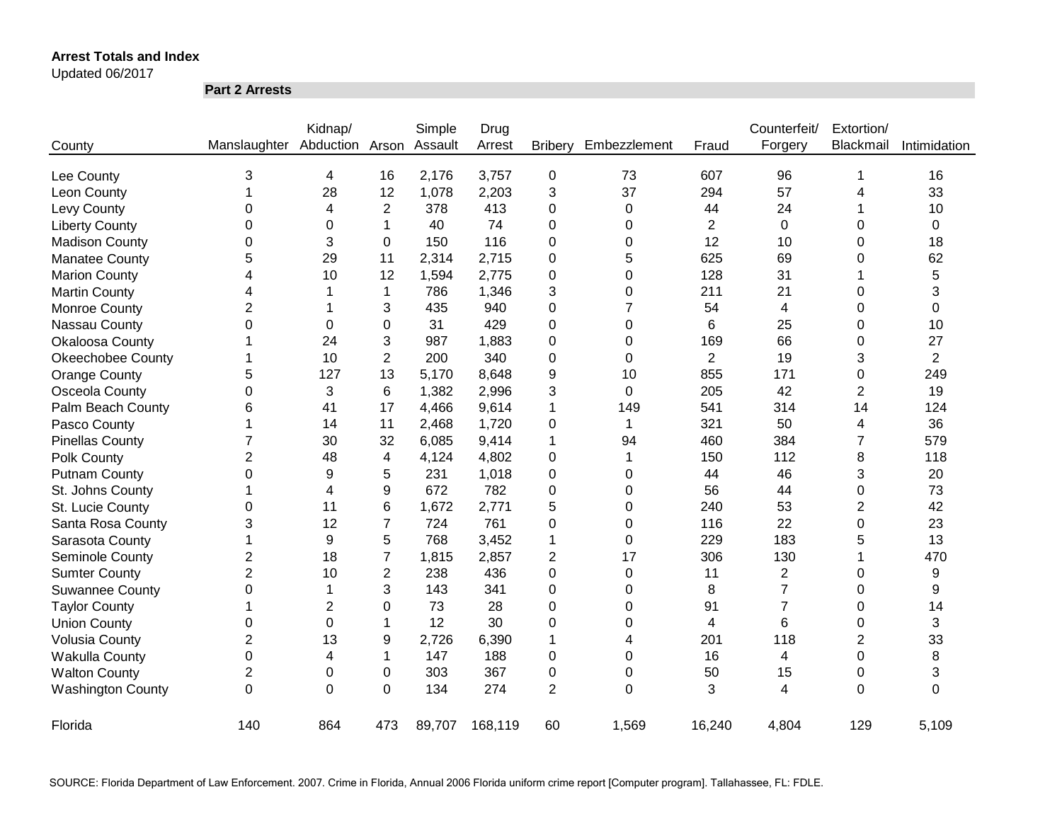**Arrest Totals and Index**

Updated 06/2017

**Part 2 Arrests**

| County | Manslaughter | Kidnap/ Abduction | Arson | Simple Assault | Drug Arrest | Bribery | Embezzlement | Fraud | Counterfeit/ Forgery | Extortion/ Blackmail | Intimidation |
|---|---|---|---|---|---|---|---|---|---|---|---|
| Lee County | 3 | 4 | 16 | 2,176 | 3,757 | 0 | 73 | 607 | 96 | 1 | 16 |
| Leon County | 1 | 28 | 12 | 1,078 | 2,203 | 3 | 37 | 294 | 57 | 4 | 33 |
| Levy County | 0 | 4 | 2 | 378 | 413 | 0 | 0 | 44 | 24 | 1 | 10 |
| Liberty County | 0 | 0 | 1 | 40 | 74 | 0 | 0 | 2 | 0 | 0 | 0 |
| Madison County | 0 | 3 | 0 | 150 | 116 | 0 | 0 | 12 | 10 | 0 | 18 |
| Manatee County | 5 | 29 | 11 | 2,314 | 2,715 | 0 | 5 | 625 | 69 | 0 | 62 |
| Marion County | 4 | 10 | 12 | 1,594 | 2,775 | 0 | 0 | 128 | 31 | 1 | 5 |
| Martin County | 4 | 1 | 1 | 786 | 1,346 | 3 | 0 | 211 | 21 | 0 | 3 |
| Monroe County | 2 | 1 | 3 | 435 | 940 | 0 | 7 | 54 | 4 | 0 | 0 |
| Nassau County | 0 | 0 | 0 | 31 | 429 | 0 | 0 | 6 | 25 | 0 | 10 |
| Okaloosa County | 1 | 24 | 3 | 987 | 1,883 | 0 | 0 | 169 | 66 | 0 | 27 |
| Okeechobee County | 1 | 10 | 2 | 200 | 340 | 0 | 0 | 2 | 19 | 3 | 2 |
| Orange County | 5 | 127 | 13 | 5,170 | 8,648 | 9 | 10 | 855 | 171 | 0 | 249 |
| Osceola County | 0 | 3 | 6 | 1,382 | 2,996 | 3 | 0 | 205 | 42 | 2 | 19 |
| Palm Beach County | 6 | 41 | 17 | 4,466 | 9,614 | 1 | 149 | 541 | 314 | 14 | 124 |
| Pasco County | 1 | 14 | 11 | 2,468 | 1,720 | 0 | 1 | 321 | 50 | 4 | 36 |
| Pinellas County | 7 | 30 | 32 | 6,085 | 9,414 | 1 | 94 | 460 | 384 | 7 | 579 |
| Polk County | 2 | 48 | 4 | 4,124 | 4,802 | 0 | 1 | 150 | 112 | 8 | 118 |
| Putnam County | 0 | 9 | 5 | 231 | 1,018 | 0 | 0 | 44 | 46 | 3 | 20 |
| St. Johns County | 1 | 4 | 9 | 672 | 782 | 0 | 0 | 56 | 44 | 0 | 73 |
| St. Lucie County | 0 | 11 | 6 | 1,672 | 2,771 | 5 | 0 | 240 | 53 | 2 | 42 |
| Santa Rosa County | 3 | 12 | 7 | 724 | 761 | 0 | 0 | 116 | 22 | 0 | 23 |
| Sarasota County | 1 | 9 | 5 | 768 | 3,452 | 1 | 0 | 229 | 183 | 5 | 13 |
| Seminole County | 2 | 18 | 7 | 1,815 | 2,857 | 2 | 17 | 306 | 130 | 1 | 470 |
| Sumter County | 2 | 10 | 2 | 238 | 436 | 0 | 0 | 11 | 2 | 0 | 9 |
| Suwannee County | 0 | 1 | 3 | 143 | 341 | 0 | 0 | 8 | 7 | 0 | 9 |
| Taylor County | 1 | 2 | 0 | 73 | 28 | 0 | 0 | 91 | 7 | 0 | 14 |
| Union County | 0 | 0 | 1 | 12 | 30 | 0 | 0 | 4 | 6 | 0 | 3 |
| Volusia County | 2 | 13 | 9 | 2,726 | 6,390 | 1 | 4 | 201 | 118 | 2 | 33 |
| Wakulla County | 0 | 4 | 1 | 147 | 188 | 0 | 0 | 16 | 4 | 0 | 8 |
| Walton County | 2 | 0 | 0 | 303 | 367 | 0 | 0 | 50 | 15 | 0 | 3 |
| Washington County | 0 | 0 | 0 | 134 | 274 | 2 | 0 | 3 | 4 | 0 | 0 |
| Florida | 140 | 864 | 473 | 89,707 | 168,119 | 60 | 1,569 | 16,240 | 4,804 | 129 | 5,109 |

SOURCE: Florida Department of Law Enforcement. 2007. Crime in Florida, Annual 2006 Florida uniform crime report [Computer program]. Tallahassee, FL: FDLE.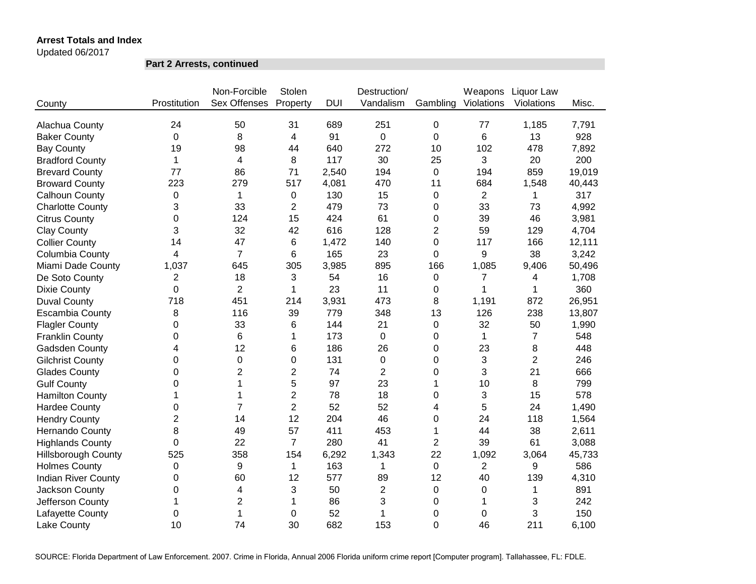**Arrest Totals and Index**
Updated 06/2017

**Part 2 Arrests, continued**

| County | Prostitution | Non-Forcible Sex Offenses | Stolen Property | DUI | Destruction/ Vandalism | Gambling | Weapons Violations | Liquor Law Violations | Misc. |
|---|---|---|---|---|---|---|---|---|---|
| Alachua County | 24 | 50 | 31 | 689 | 251 | 0 | 77 | 1,185 | 7,791 |
| Baker County | 0 | 8 | 4 | 91 | 0 | 0 | 6 | 13 | 928 |
| Bay County | 19 | 98 | 44 | 640 | 272 | 10 | 102 | 478 | 7,892 |
| Bradford County | 1 | 4 | 8 | 117 | 30 | 25 | 3 | 20 | 200 |
| Brevard County | 77 | 86 | 71 | 2,540 | 194 | 0 | 194 | 859 | 19,019 |
| Broward County | 223 | 279 | 517 | 4,081 | 470 | 11 | 684 | 1,548 | 40,443 |
| Calhoun County | 0 | 1 | 0 | 130 | 15 | 0 | 2 | 1 | 317 |
| Charlotte County | 3 | 33 | 2 | 479 | 73 | 0 | 33 | 73 | 4,992 |
| Citrus County | 0 | 124 | 15 | 424 | 61 | 0 | 39 | 46 | 3,981 |
| Clay County | 3 | 32 | 42 | 616 | 128 | 2 | 59 | 129 | 4,704 |
| Collier County | 14 | 47 | 6 | 1,472 | 140 | 0 | 117 | 166 | 12,111 |
| Columbia County | 4 | 7 | 6 | 165 | 23 | 0 | 9 | 38 | 3,242 |
| Miami Dade County | 1,037 | 645 | 305 | 3,985 | 895 | 166 | 1,085 | 9,406 | 50,496 |
| De Soto County | 2 | 18 | 3 | 54 | 16 | 0 | 7 | 4 | 1,708 |
| Dixie County | 0 | 2 | 1 | 23 | 11 | 0 | 1 | 1 | 360 |
| Duval County | 718 | 451 | 214 | 3,931 | 473 | 8 | 1,191 | 872 | 26,951 |
| Escambia County | 8 | 116 | 39 | 779 | 348 | 13 | 126 | 238 | 13,807 |
| Flagler County | 0 | 33 | 6 | 144 | 21 | 0 | 32 | 50 | 1,990 |
| Franklin County | 0 | 6 | 1 | 173 | 0 | 0 | 1 | 7 | 548 |
| Gadsden County | 4 | 12 | 6 | 186 | 26 | 0 | 23 | 8 | 448 |
| Gilchrist County | 0 | 0 | 0 | 131 | 0 | 0 | 3 | 2 | 246 |
| Glades County | 0 | 2 | 2 | 74 | 2 | 0 | 3 | 21 | 666 |
| Gulf County | 0 | 1 | 5 | 97 | 23 | 1 | 10 | 8 | 799 |
| Hamilton County | 1 | 1 | 2 | 78 | 18 | 0 | 3 | 15 | 578 |
| Hardee County | 0 | 7 | 2 | 52 | 52 | 4 | 5 | 24 | 1,490 |
| Hendry County | 2 | 14 | 12 | 204 | 46 | 0 | 24 | 118 | 1,564 |
| Hernando County | 8 | 49 | 57 | 411 | 453 | 1 | 44 | 38 | 2,611 |
| Highlands County | 0 | 22 | 7 | 280 | 41 | 2 | 39 | 61 | 3,088 |
| Hillsborough County | 525 | 358 | 154 | 6,292 | 1,343 | 22 | 1,092 | 3,064 | 45,733 |
| Holmes County | 0 | 9 | 1 | 163 | 1 | 0 | 2 | 9 | 586 |
| Indian River County | 0 | 60 | 12 | 577 | 89 | 12 | 40 | 139 | 4,310 |
| Jackson County | 0 | 4 | 3 | 50 | 2 | 0 | 0 | 1 | 891 |
| Jefferson County | 1 | 2 | 1 | 86 | 3 | 0 | 1 | 3 | 242 |
| Lafayette County | 0 | 1 | 0 | 52 | 1 | 0 | 0 | 3 | 150 |
| Lake County | 10 | 74 | 30 | 682 | 153 | 0 | 46 | 211 | 6,100 |

SOURCE: Florida Department of Law Enforcement. 2007. Crime in Florida, Annual 2006 Florida uniform crime report [Computer program]. Tallahassee, FL: FDLE.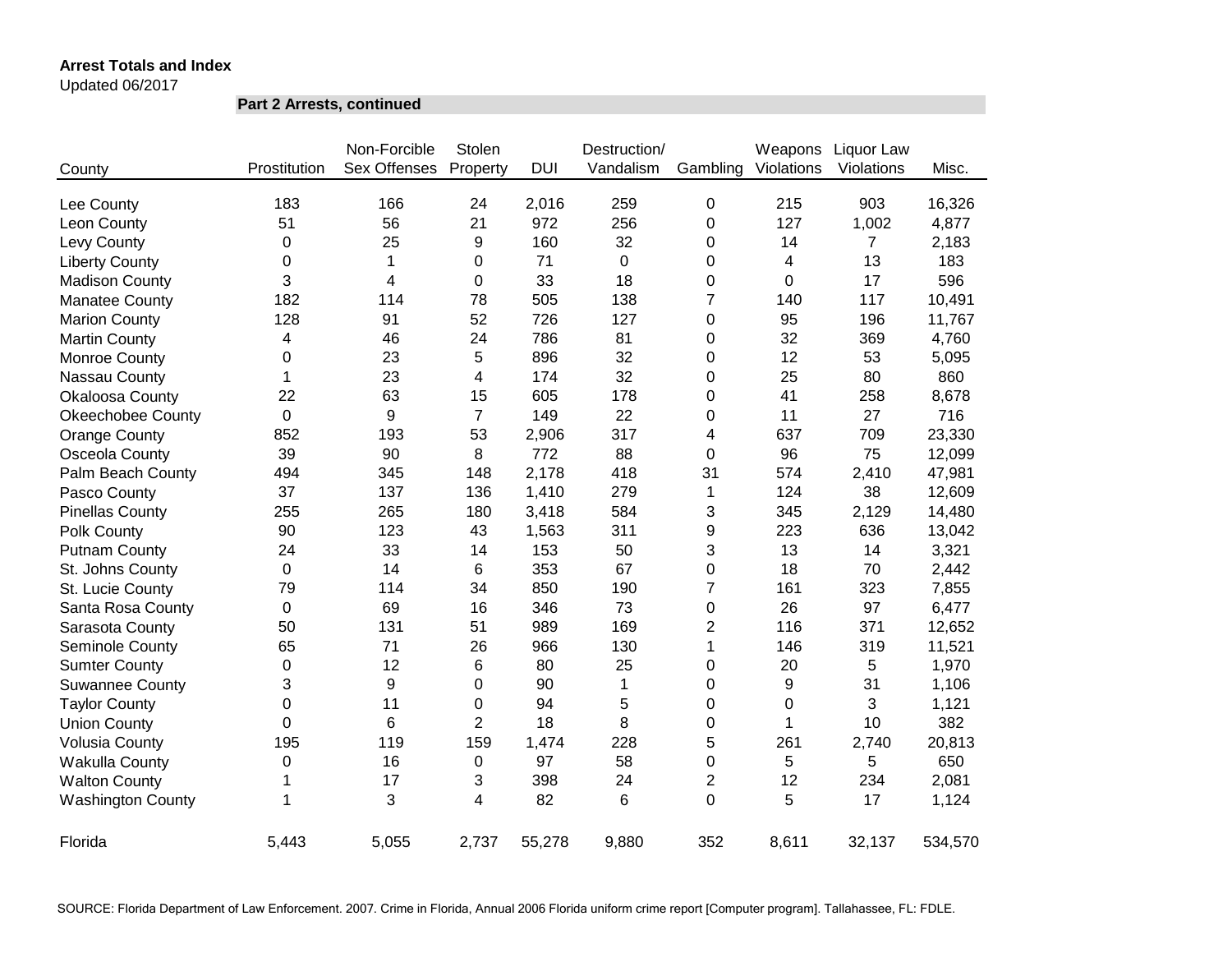**Arrest Totals and Index**
Updated 06/2017

**Part 2 Arrests, continued**

| County | Prostitution | Non-Forcible Sex Offenses | Stolen Property | DUI | Destruction/ Vandalism | Gambling | Weapons Violations | Liquor Law Violations | Misc. |
|---|---|---|---|---|---|---|---|---|---|
| Lee County | 183 | 166 | 24 | 2,016 | 259 | 0 | 215 | 903 | 16,326 |
| Leon County | 51 | 56 | 21 | 972 | 256 | 0 | 127 | 1,002 | 4,877 |
| Levy County | 0 | 25 | 9 | 160 | 32 | 0 | 14 | 7 | 2,183 |
| Liberty County | 0 | 1 | 0 | 71 | 0 | 0 | 4 | 13 | 183 |
| Madison County | 3 | 4 | 0 | 33 | 18 | 0 | 0 | 17 | 596 |
| Manatee County | 182 | 114 | 78 | 505 | 138 | 7 | 140 | 117 | 10,491 |
| Marion County | 128 | 91 | 52 | 726 | 127 | 0 | 95 | 196 | 11,767 |
| Martin County | 4 | 46 | 24 | 786 | 81 | 0 | 32 | 369 | 4,760 |
| Monroe County | 0 | 23 | 5 | 896 | 32 | 0 | 12 | 53 | 5,095 |
| Nassau County | 1 | 23 | 4 | 174 | 32 | 0 | 25 | 80 | 860 |
| Okaloosa County | 22 | 63 | 15 | 605 | 178 | 0 | 41 | 258 | 8,678 |
| Okeechobee County | 0 | 9 | 7 | 149 | 22 | 0 | 11 | 27 | 716 |
| Orange County | 852 | 193 | 53 | 2,906 | 317 | 4 | 637 | 709 | 23,330 |
| Osceola County | 39 | 90 | 8 | 772 | 88 | 0 | 96 | 75 | 12,099 |
| Palm Beach County | 494 | 345 | 148 | 2,178 | 418 | 31 | 574 | 2,410 | 47,981 |
| Pasco County | 37 | 137 | 136 | 1,410 | 279 | 1 | 124 | 38 | 12,609 |
| Pinellas County | 255 | 265 | 180 | 3,418 | 584 | 3 | 345 | 2,129 | 14,480 |
| Polk County | 90 | 123 | 43 | 1,563 | 311 | 9 | 223 | 636 | 13,042 |
| Putnam County | 24 | 33 | 14 | 153 | 50 | 3 | 13 | 14 | 3,321 |
| St. Johns County | 0 | 14 | 6 | 353 | 67 | 0 | 18 | 70 | 2,442 |
| St. Lucie County | 79 | 114 | 34 | 850 | 190 | 7 | 161 | 323 | 7,855 |
| Santa Rosa County | 0 | 69 | 16 | 346 | 73 | 0 | 26 | 97 | 6,477 |
| Sarasota County | 50 | 131 | 51 | 989 | 169 | 2 | 116 | 371 | 12,652 |
| Seminole County | 65 | 71 | 26 | 966 | 130 | 1 | 146 | 319 | 11,521 |
| Sumter County | 0 | 12 | 6 | 80 | 25 | 0 | 20 | 5 | 1,970 |
| Suwannee County | 3 | 9 | 0 | 90 | 1 | 0 | 9 | 31 | 1,106 |
| Taylor County | 0 | 11 | 0 | 94 | 5 | 0 | 0 | 3 | 1,121 |
| Union County | 0 | 6 | 2 | 18 | 8 | 0 | 1 | 10 | 382 |
| Volusia County | 195 | 119 | 159 | 1,474 | 228 | 5 | 261 | 2,740 | 20,813 |
| Wakulla County | 0 | 16 | 0 | 97 | 58 | 0 | 5 | 5 | 650 |
| Walton County | 1 | 17 | 3 | 398 | 24 | 2 | 12 | 234 | 2,081 |
| Washington County | 1 | 3 | 4 | 82 | 6 | 0 | 5 | 17 | 1,124 |
| Florida | 5,443 | 5,055 | 2,737 | 55,278 | 9,880 | 352 | 8,611 | 32,137 | 534,570 |

SOURCE: Florida Department of Law Enforcement. 2007. Crime in Florida, Annual 2006 Florida uniform crime report [Computer program]. Tallahassee, FL: FDLE.